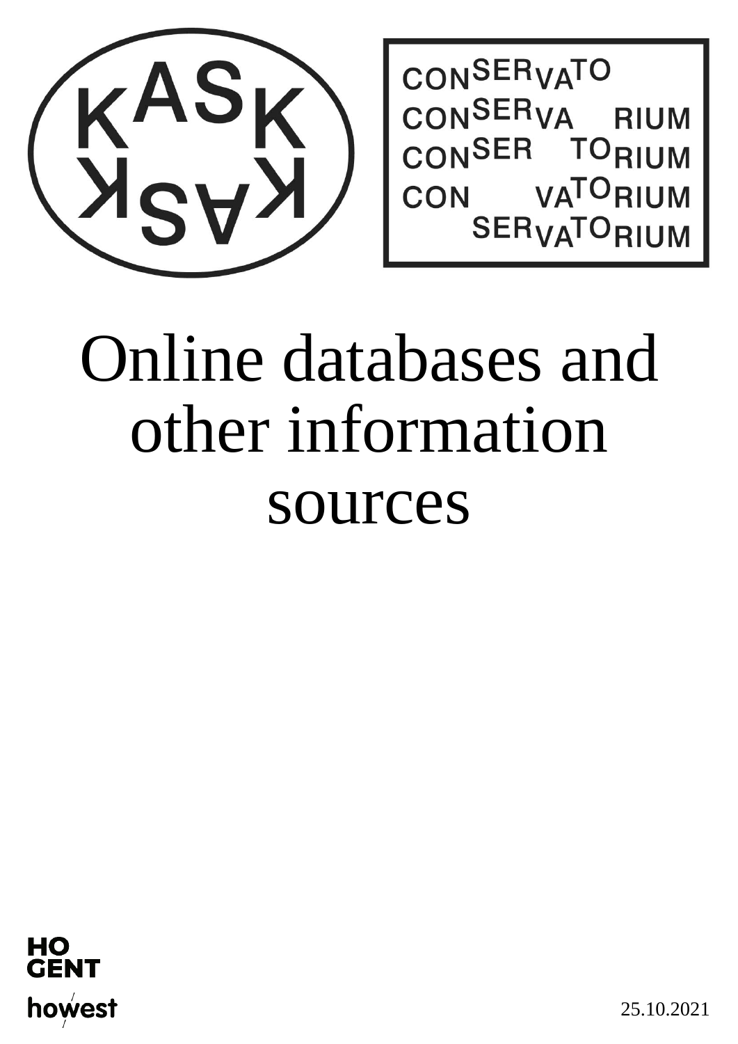# Online databases and other information sources

25.10.2021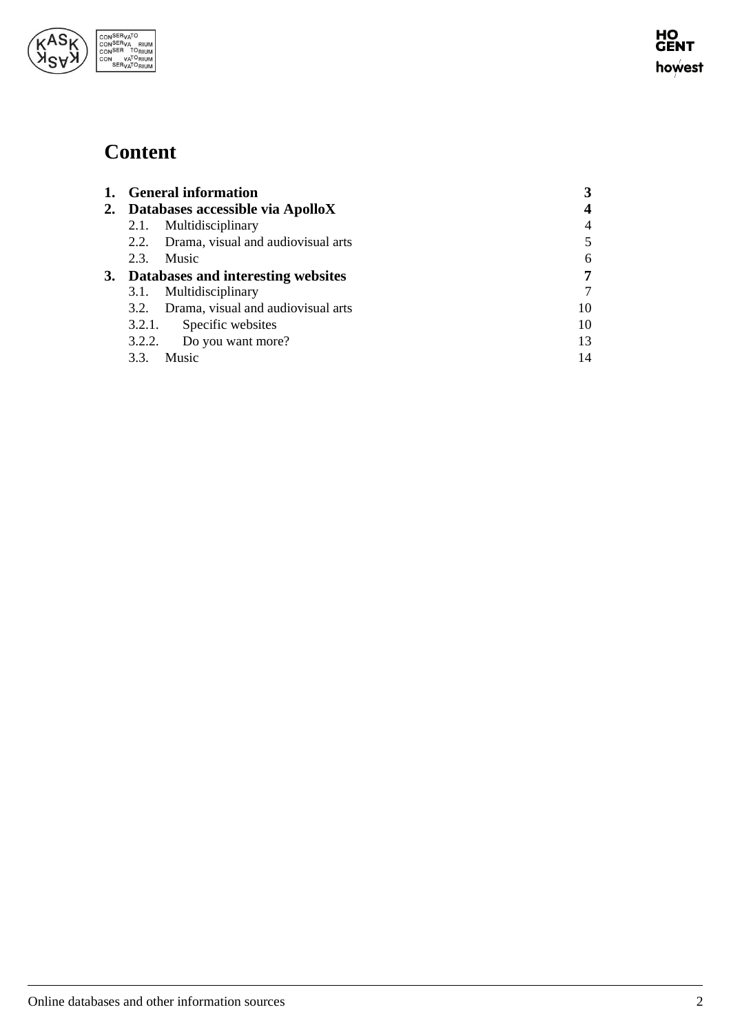# Content

| | | |
|---|---|---|
| **1.** | **General information** | **3** |
| **2.** | **Databases accessible via ApolloX** | **4** |
| | 2.1. Multidisciplinary | 4 |
| | 2.2. Drama, visual and audiovisual arts | 5 |
| | 2.3. Music | 6 |
| **3.** | **Databases and interesting websites** | **7** |
| | 3.1. Multidisciplinary | 7 |
| | 3.2. Drama, visual and audiovisual arts | 10 |
| | 3.2.1. Specific websites | 10 |
| | 3.2.2. Do you want more? | 13 |
| | 3.3. Music | 14 |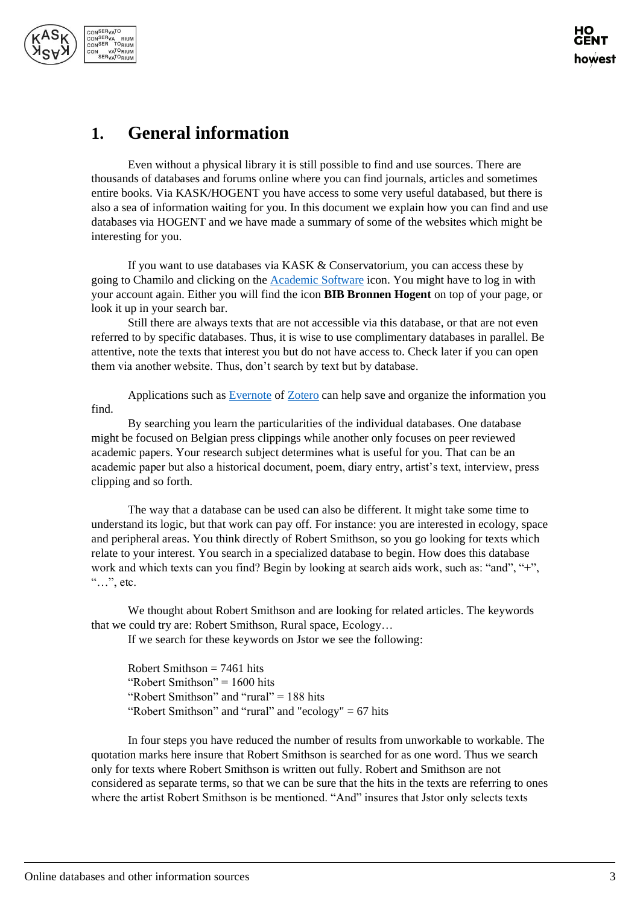# 1. General information

Even without a physical library it is still possible to find and use sources. There are thousands of databases and forums online where you can find journals, articles and sometimes entire books. Via KASK/HOGENT you have access to some very useful databased, but there is also a sea of information waiting for you. In this document we explain how you can find and use databases via HOGENT and we have made a summary of some of the websites which might be interesting for you.

If you want to use databases via KASK & Conservatorium, you can access these by going to Chamilo and clicking on the Academic Software icon. You might have to log in with your account again. Either you will find the icon **BIB Bronnen Hogent** on top of your page, or look it up in your search bar.

Still there are always texts that are not accessible via this database, or that are not even referred to by specific databases. Thus, it is wise to use complimentary databases in parallel. Be attentive, note the texts that interest you but do not have access to. Check later if you can open them via another website. Thus, don't search by text but by database.

Applications such as Evernote of Zotero can help save and organize the information you find.

By searching you learn the particularities of the individual databases. One database might be focused on Belgian press clippings while another only focuses on peer reviewed academic papers. Your research subject determines what is useful for you. That can be an academic paper but also a historical document, poem, diary entry, artist's text, interview, press clipping and so forth.

The way that a database can be used can also be different. It might take some time to understand its logic, but that work can pay off. For instance: you are interested in ecology, space and peripheral areas. You think directly of Robert Smithson, so you go looking for texts which relate to your interest. You search in a specialized database to begin. How does this database work and which texts can you find? Begin by looking at search aids work, such as: "and", "+", "…", etc.

We thought about Robert Smithson and are looking for related articles. The keywords that we could try are: Robert Smithson, Rural space, Ecology…

If we search for these keywords on Jstor we see the following:

Robert Smithson = 7461 hits  
"Robert Smithson" = 1600 hits  
"Robert Smithson" and "rural" = 188 hits  
"Robert Smithson" and "rural" and "ecology" = 67 hits

In four steps you have reduced the number of results from unworkable to workable. The quotation marks here insure that Robert Smithson is searched for as one word. Thus we search only for texts where Robert Smithson is written out fully. Robert and Smithson are not considered as separate terms, so that we can be sure that the hits in the texts are referring to ones where the artist Robert Smithson is be mentioned. "And" insures that Jstor only selects texts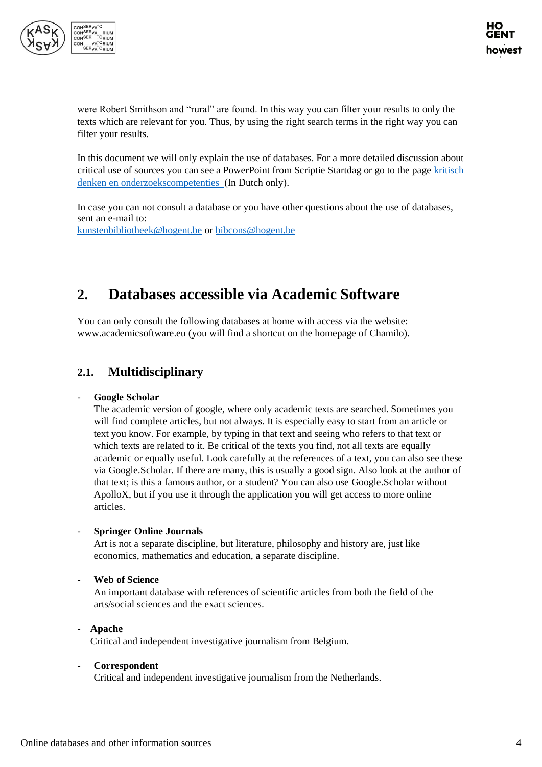were Robert Smithson and "rural" are found. In this way you can filter your results to only the texts which are relevant for you. Thus, by using the right search terms in the right way you can filter your results.

In this document we will only explain the use of databases. For a more detailed discussion about critical use of sources you can see a PowerPoint from Scriptie Startdag or go to the page [kritisch denken en onderzoekscompetenties ](In Dutch only).

In case you can not consult a database or you have other questions about the use of databases, sent an e-mail to:
kunstenbibliotheek@hogent.be or bibcons@hogent.be

## 2. Databases accessible via Academic Software

You can only consult the following databases at home with access via the website: www.academicsoftware.eu (you will find a shortcut on the homepage of Chamilo).

### 2.1. Multidisciplinary

- **Google Scholar**
  The academic version of google, where only academic texts are searched. Sometimes you will find complete articles, but not always. It is especially easy to start from an article or text you know. For example, by typing in that text and seeing who refers to that text or which texts are related to it. Be critical of the texts you find, not all texts are equally academic or equally useful. Look carefully at the references of a text, you can also see these via Google.Scholar. If there are many, this is usually a good sign. Also look at the author of that text; is this a famous author, or a student? You can also use Google.Scholar without ApolloX, but if you use it through the application you will get access to more online articles.

- **Springer Online Journals**
  Art is not a separate discipline, but literature, philosophy and history are, just like economics, mathematics and education, a separate discipline.

- **Web of Science**
  An important database with references of scientific articles from both the field of the arts/social sciences and the exact sciences.

- **Apache**
  Critical and independent investigative journalism from Belgium.

- **Correspondent**
  Critical and independent investigative journalism from the Netherlands.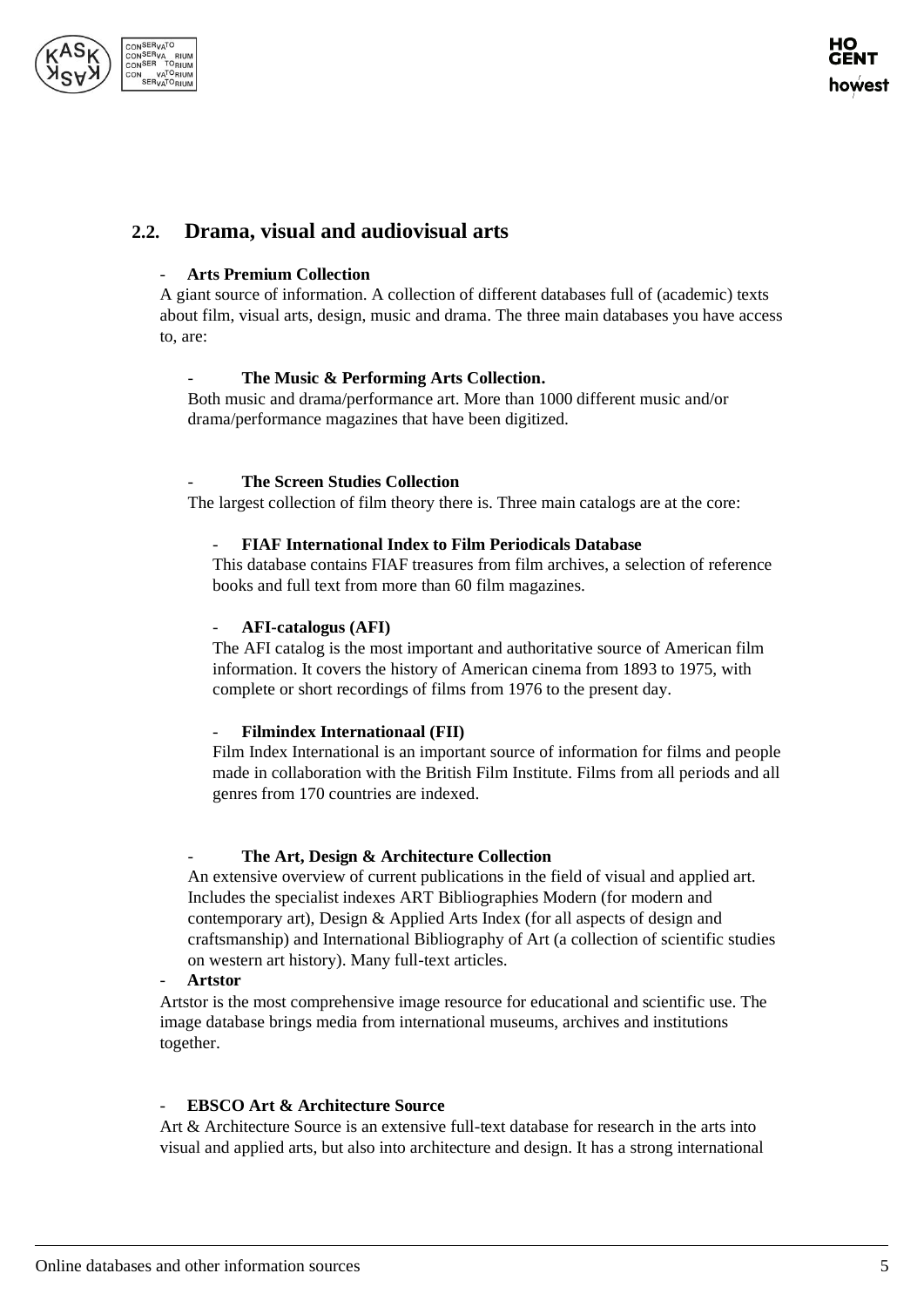## 2.2. Drama, visual and audiovisual arts

- **Arts Premium Collection**

A giant source of information. A collection of different databases full of (academic) texts about film, visual arts, design, music and drama. The three main databases you have access to, are:

  - **The Music & Performing Arts Collection.**

  Both music and drama/performance art. More than 1000 different music and/or drama/performance magazines that have been digitized.

  - **The Screen Studies Collection**

  The largest collection of film theory there is. Three main catalogs are at the core:

    - **FIAF International Index to Film Periodicals Database**

    This database contains FIAF treasures from film archives, a selection of reference books and full text from more than 60 film magazines.

    - **AFI-catalogus (AFI)**

    The AFI catalog is the most important and authoritative source of American film information. It covers the history of American cinema from 1893 to 1975, with complete or short recordings of films from 1976 to the present day.

    - **Filmindex Internationaal (FII)**

    Film Index International is an important source of information for films and people made in collaboration with the British Film Institute. Films from all periods and all genres from 170 countries are indexed.

  - **The Art, Design & Architecture Collection**

  An extensive overview of current publications in the field of visual and applied art. Includes the specialist indexes ART Bibliographies Modern (for modern and contemporary art), Design & Applied Arts Index (for all aspects of design and craftsmanship) and International Bibliography of Art (a collection of scientific studies on western art history). Many full-text articles.

- **Artstor**

Artstor is the most comprehensive image resource for educational and scientific use. The image database brings media from international museums, archives and institutions together.

- **EBSCO Art & Architecture Source**

Art & Architecture Source is an extensive full-text database for research in the arts into visual and applied arts, but also into architecture and design. It has a strong international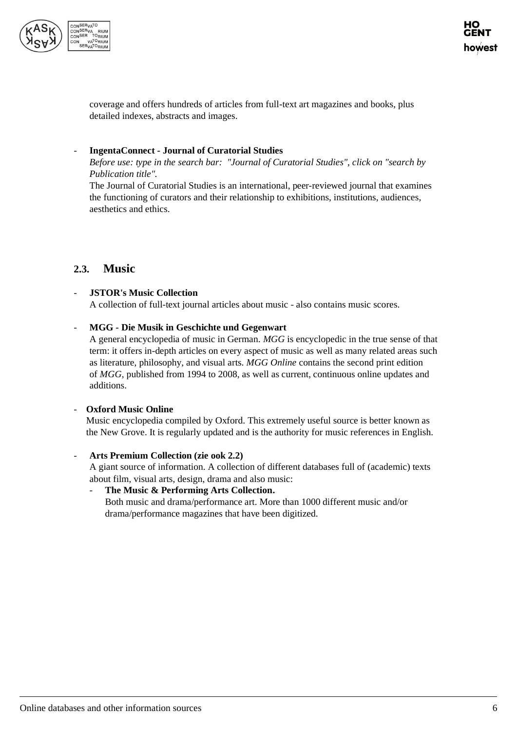coverage and offers hundreds of articles from full-text art magazines and books, plus detailed indexes, abstracts and images.

- **IngentaConnect - Journal of Curatorial Studies**
  *Before use: type in the search bar: "Journal of Curatorial Studies", click on "search by Publication title".*
  The Journal of Curatorial Studies is an international, peer-reviewed journal that examines the functioning of curators and their relationship to exhibitions, institutions, audiences, aesthetics and ethics.

## 2.3. Music

- **JSTOR's Music Collection**
  A collection of full-text journal articles about music - also contains music scores.

- **MGG - Die Musik in Geschichte und Gegenwart**
  A general encyclopedia of music in German. *MGG* is encyclopedic in the true sense of that term: it offers in-depth articles on every aspect of music as well as many related areas such as literature, philosophy, and visual arts. *MGG Online* contains the second print edition of *MGG*, published from 1994 to 2008, as well as current, continuous online updates and additions.

- **Oxford Music Online**
  Music encyclopedia compiled by Oxford. This extremely useful source is better known as the New Grove. It is regularly updated and is the authority for music references in English.

- **Arts Premium Collection (zie ook 2.2)**
  A giant source of information. A collection of different databases full of (academic) texts about film, visual arts, design, drama and also music:
  - **The Music & Performing Arts Collection.**
    Both music and drama/performance art. More than 1000 different music and/or drama/performance magazines that have been digitized.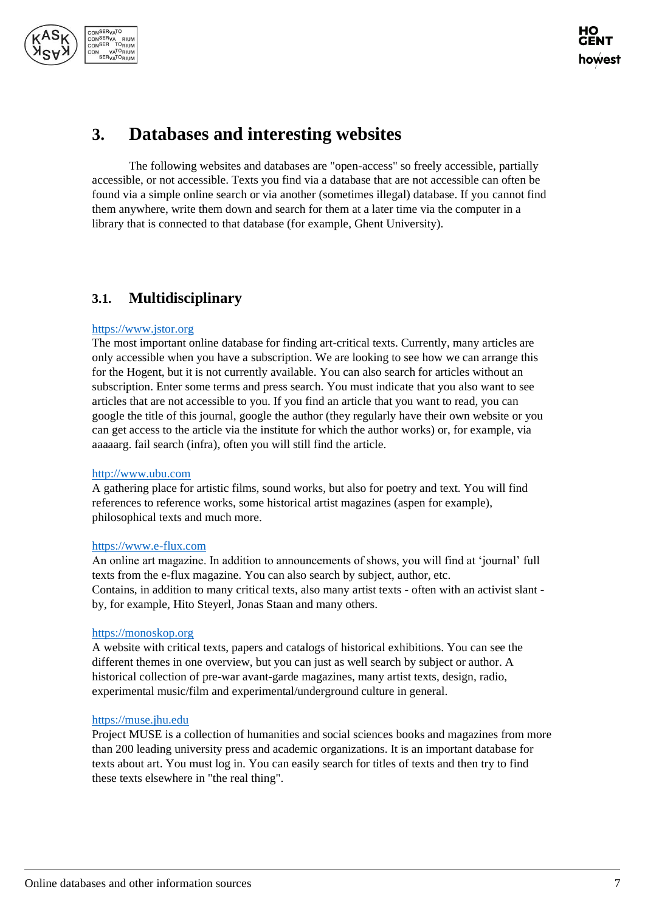# 3. Databases and interesting websites

The following websites and databases are "open-access" so freely accessible, partially accessible, or not accessible. Texts you find via a database that are not accessible can often be found via a simple online search or via another (sometimes illegal) database. If you cannot find them anywhere, write them down and search for them at a later time via the computer in a library that is connected to that database (for example, Ghent University).

## 3.1. Multidisciplinary

https://www.jstor.org
The most important online database for finding art-critical texts. Currently, many articles are only accessible when you have a subscription. We are looking to see how we can arrange this for the Hogent, but it is not currently available. You can also search for articles without an subscription. Enter some terms and press search. You must indicate that you also want to see articles that are not accessible to you. If you find an article that you want to read, you can google the title of this journal, google the author (they regularly have their own website or you can get access to the article via the institute for which the author works) or, for example, via aaaaarg. fail search (infra), often you will still find the article.

http://www.ubu.com
A gathering place for artistic films, sound works, but also for poetry and text. You will find references to reference works, some historical artist magazines (aspen for example), philosophical texts and much more.

https://www.e-flux.com
An online art magazine. In addition to announcements of shows, you will find at 'journal' full texts from the e-flux magazine. You can also search by subject, author, etc.
Contains, in addition to many critical texts, also many artist texts - often with an activist slant - by, for example, Hito Steyerl, Jonas Staan and many others.

https://monoskop.org
A website with critical texts, papers and catalogs of historical exhibitions. You can see the different themes in one overview, but you can just as well search by subject or author. A historical collection of pre-war avant-garde magazines, many artist texts, design, radio, experimental music/film and experimental/underground culture in general.

https://muse.jhu.edu
Project MUSE is a collection of humanities and social sciences books and magazines from more than 200 leading university press and academic organizations. It is an important database for texts about art. You must log in. You can easily search for titles of texts and then try to find these texts elsewhere in "the real thing".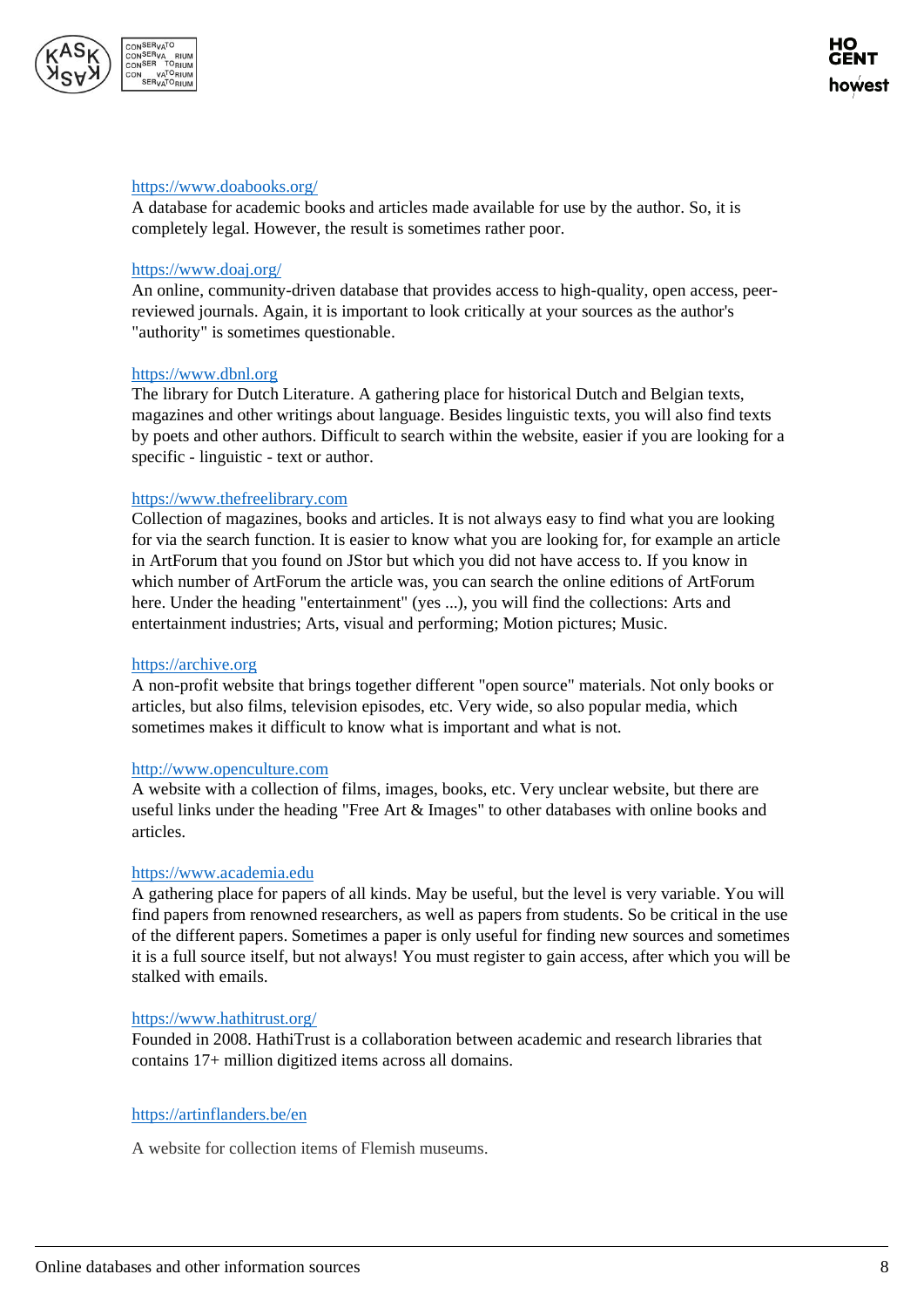https://www.doabooks.org/

A database for academic books and articles made available for use by the author. So, it is completely legal. However, the result is sometimes rather poor.

https://www.doaj.org/

An online, community-driven database that provides access to high-quality, open access, peer-reviewed journals. Again, it is important to look critically at your sources as the author's "authority" is sometimes questionable.

https://www.dbnl.org

The library for Dutch Literature. A gathering place for historical Dutch and Belgian texts, magazines and other writings about language. Besides linguistic texts, you will also find texts by poets and other authors. Difficult to search within the website, easier if you are looking for a specific - linguistic - text or author.

https://www.thefreelibrary.com

Collection of magazines, books and articles. It is not always easy to find what you are looking for via the search function. It is easier to know what you are looking for, for example an article in ArtForum that you found on JStor but which you did not have access to. If you know in which number of ArtForum the article was, you can search the online editions of ArtForum here. Under the heading "entertainment" (yes ...), you will find the collections: Arts and entertainment industries; Arts, visual and performing; Motion pictures; Music.

https://archive.org

A non-profit website that brings together different "open source" materials. Not only books or articles, but also films, television episodes, etc. Very wide, so also popular media, which sometimes makes it difficult to know what is important and what is not.

http://www.openculture.com

A website with a collection of films, images, books, etc. Very unclear website, but there are useful links under the heading "Free Art & Images" to other databases with online books and articles.

https://www.academia.edu

A gathering place for papers of all kinds. May be useful, but the level is very variable. You will find papers from renowned researchers, as well as papers from students. So be critical in the use of the different papers. Sometimes a paper is only useful for finding new sources and sometimes it is a full source itself, but not always! You must register to gain access, after which you will be stalked with emails.

https://www.hathitrust.org/

Founded in 2008. HathiTrust is a collaboration between academic and research libraries that contains 17+ million digitized items across all domains.

https://artinflanders.be/en

A website for collection items of Flemish museums.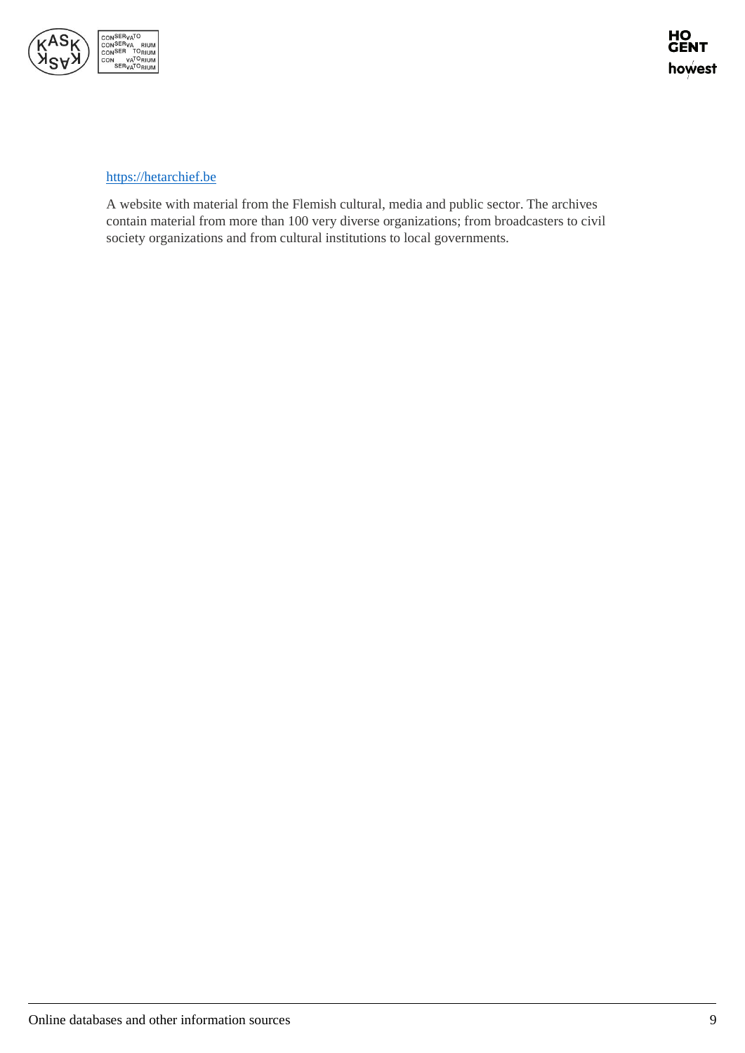https://hetarchief.be

A website with material from the Flemish cultural, media and public sector. The archives contain material from more than 100 very diverse organizations; from broadcasters to civil society organizations and from cultural institutions to local governments.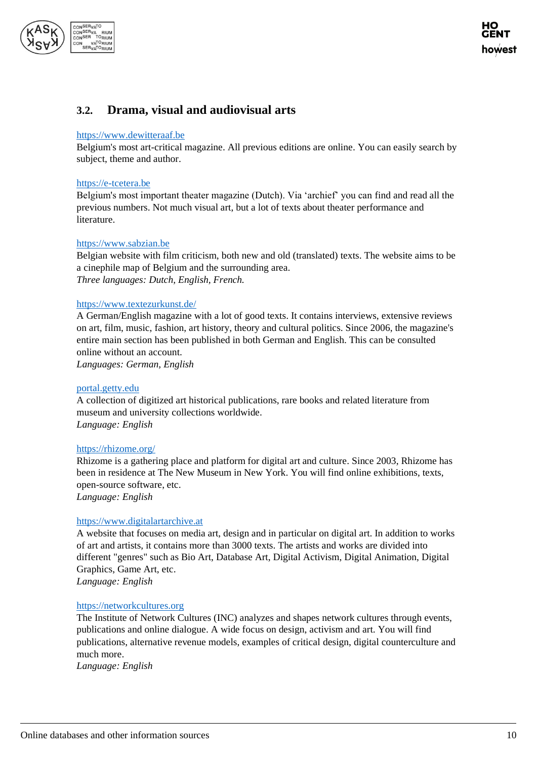## 3.2. Drama, visual and audiovisual arts

https://www.dewitteraaf.be
Belgium's most art-critical magazine. All previous editions are online. You can easily search by subject, theme and author.

https://e-tcetera.be
Belgium's most important theater magazine (Dutch). Via 'archief' you can find and read all the previous numbers. Not much visual art, but a lot of texts about theater performance and literature.

https://www.sabzian.be
Belgian website with film criticism, both new and old (translated) texts. The website aims to be a cinephile map of Belgium and the surrounding area.
*Three languages: Dutch, English, French.*

https://www.textezurkunst.de/
A German/English magazine with a lot of good texts. It contains interviews, extensive reviews on art, film, music, fashion, art history, theory and cultural politics. Since 2006, the magazine's entire main section has been published in both German and English. This can be consulted online without an account.
*Languages: German, English*

portal.getty.edu
A collection of digitized art historical publications, rare books and related literature from museum and university collections worldwide.
*Language: English*

https://rhizome.org/
Rhizome is a gathering place and platform for digital art and culture. Since 2003, Rhizome has been in residence at The New Museum in New York. You will find online exhibitions, texts, open-source software, etc.
*Language: English*

https://www.digitalartarchive.at
A website that focuses on media art, design and in particular on digital art. In addition to works of art and artists, it contains more than 3000 texts. The artists and works are divided into different "genres" such as Bio Art, Database Art, Digital Activism, Digital Animation, Digital Graphics, Game Art, etc.
*Language: English*

https://networkcultures.org
The Institute of Network Cultures (INC) analyzes and shapes network cultures through events, publications and online dialogue. A wide focus on design, activism and art. You will find publications, alternative revenue models, examples of critical design, digital counterculture and much more.
*Language: English*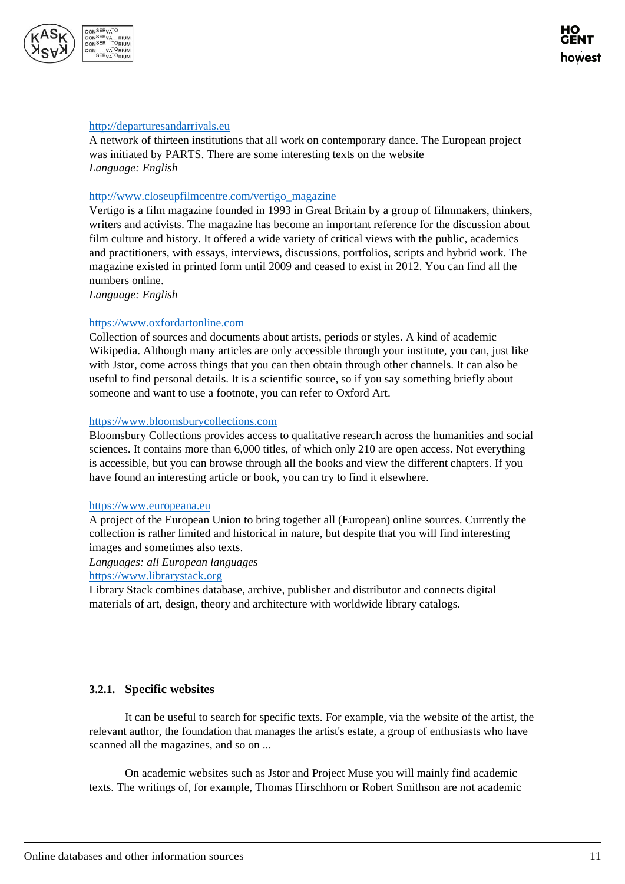http://departuresandarrivals.eu

A network of thirteen institutions that all work on contemporary dance. The European project was initiated by PARTS. There are some interesting texts on the website
*Language: English*

http://www.closeupfilmcentre.com/vertigo_magazine

Vertigo is a film magazine founded in 1993 in Great Britain by a group of filmmakers, thinkers, writers and activists. The magazine has become an important reference for the discussion about film culture and history. It offered a wide variety of critical views with the public, academics and practitioners, with essays, interviews, discussions, portfolios, scripts and hybrid work. The magazine existed in printed form until 2009 and ceased to exist in 2012. You can find all the numbers online.
*Language: English*

https://www.oxfordartonline.com

Collection of sources and documents about artists, periods or styles. A kind of academic Wikipedia. Although many articles are only accessible through your institute, you can, just like with Jstor, come across things that you can then obtain through other channels. It can also be useful to find personal details. It is a scientific source, so if you say something briefly about someone and want to use a footnote, you can refer to Oxford Art.

https://www.bloomsburycollections.com

Bloomsbury Collections provides access to qualitative research across the humanities and social sciences. It contains more than 6,000 titles, of which only 210 are open access. Not everything is accessible, but you can browse through all the books and view the different chapters. If you have found an interesting article or book, you can try to find it elsewhere.

https://www.europeana.eu

A project of the European Union to bring together all (European) online sources. Currently the collection is rather limited and historical in nature, but despite that you will find interesting images and sometimes also texts.
*Languages: all European languages*

https://www.librarystack.org

Library Stack combines database, archive, publisher and distributor and connects digital materials of art, design, theory and architecture with worldwide library catalogs.

### 3.2.1. Specific websites

It can be useful to search for specific texts. For example, via the website of the artist, the relevant author, the foundation that manages the artist's estate, a group of enthusiasts who have scanned all the magazines, and so on ...

On academic websites such as Jstor and Project Muse you will mainly find academic texts. The writings of, for example, Thomas Hirschhorn or Robert Smithson are not academic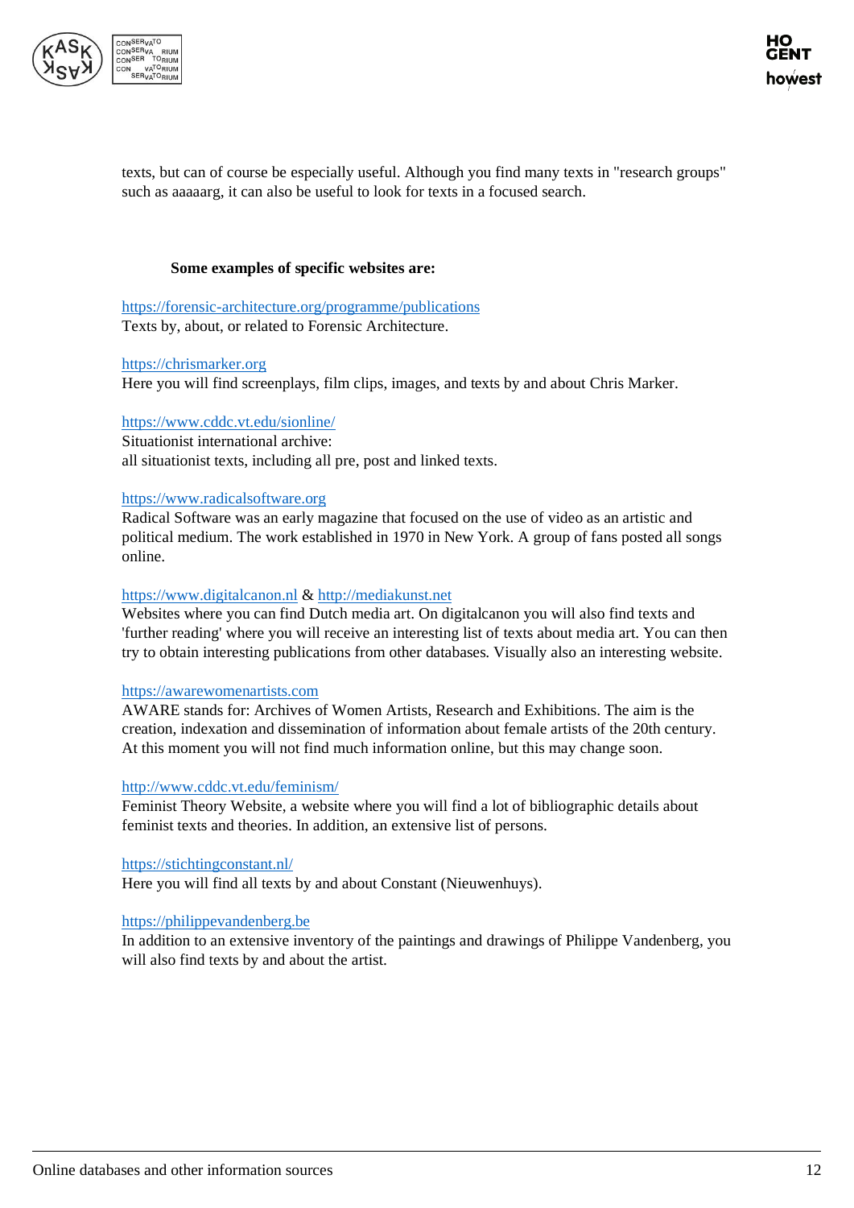texts, but can of course be especially useful. Although you find many texts in "research groups" such as aaaaarg, it can also be useful to look for texts in a focused search.

**Some examples of specific websites are:**

https://forensic-architecture.org/programme/publications
Texts by, about, or related to Forensic Architecture.

https://chrismarker.org
Here you will find screenplays, film clips, images, and texts by and about Chris Marker.

https://www.cddc.vt.edu/sionline/
Situationist international archive:
all situationist texts, including all pre, post and linked texts.

https://www.radicalsoftware.org
Radical Software was an early magazine that focused on the use of video as an artistic and political medium. The work established in 1970 in New York. A group of fans posted all songs online.

https://www.digitalcanon.nl & http://mediakunst.net
Websites where you can find Dutch media art. On digitalcanon you will also find texts and 'further reading' where you will receive an interesting list of texts about media art. You can then try to obtain interesting publications from other databases. Visually also an interesting website.

https://awarewomenartists.com
AWARE stands for: Archives of Women Artists, Research and Exhibitions. The aim is the creation, indexation and dissemination of information about female artists of the 20th century. At this moment you will not find much information online, but this may change soon.

http://www.cddc.vt.edu/feminism/
Feminist Theory Website, a website where you will find a lot of bibliographic details about feminist texts and theories. In addition, an extensive list of persons.

https://stichtingconstant.nl/
Here you will find all texts by and about Constant (Nieuwenhuys).

https://philippevandenberg.be
In addition to an extensive inventory of the paintings and drawings of Philippe Vandenberg, you will also find texts by and about the artist.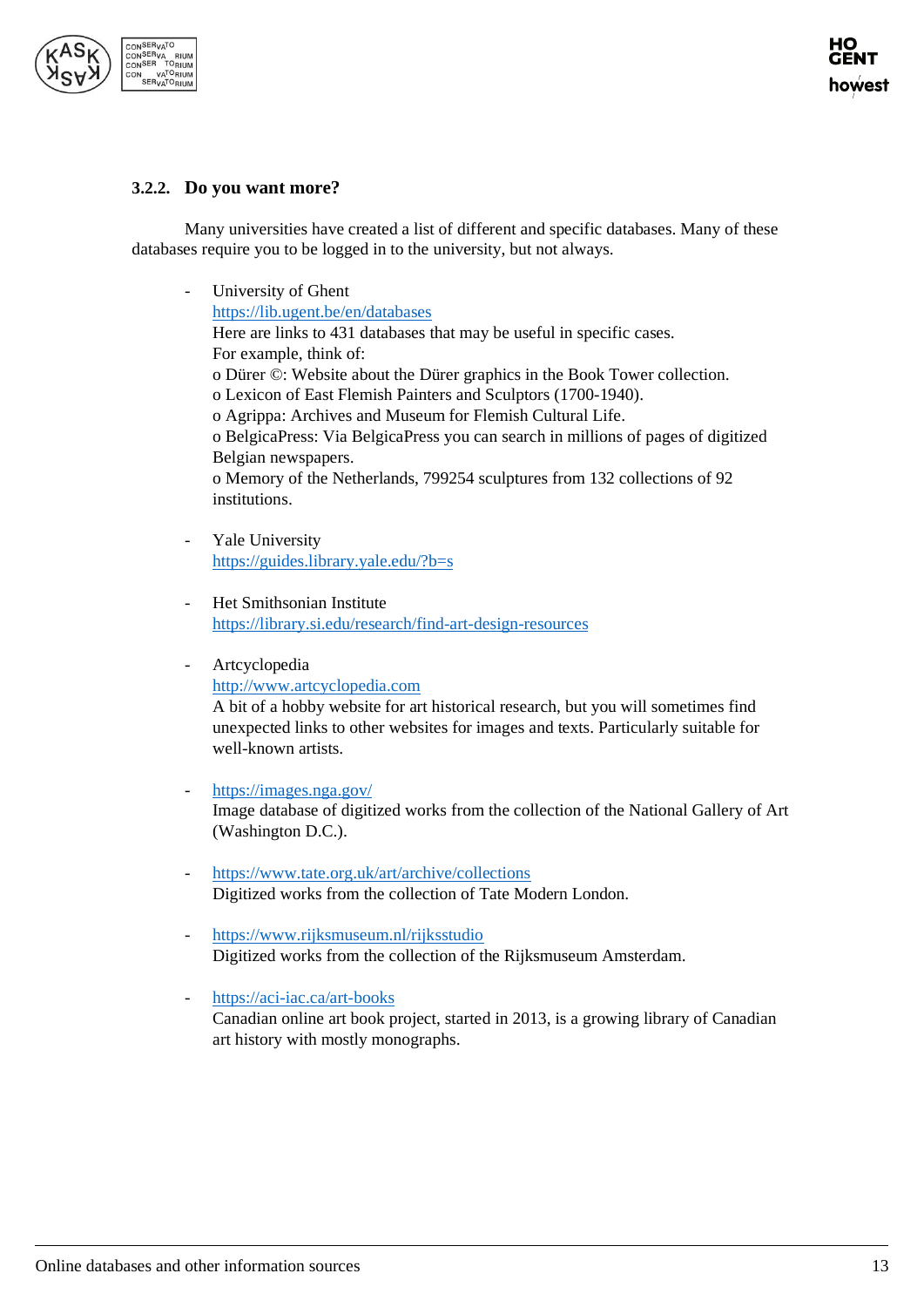### 3.2.2. Do you want more?

Many universities have created a list of different and specific databases. Many of these databases require you to be logged in to the university, but not always.

- University of Ghent
  https://lib.ugent.be/en/databases
  Here are links to 431 databases that may be useful in specific cases.
  For example, think of:
  o Dürer ©: Website about the Dürer graphics in the Book Tower collection.
  o Lexicon of East Flemish Painters and Sculptors (1700-1940).
  o Agrippa: Archives and Museum for Flemish Cultural Life.
  o BelgicaPress: Via BelgicaPress you can search in millions of pages of digitized Belgian newspapers.
  o Memory of the Netherlands, 799254 sculptures from 132 collections of 92 institutions.

- Yale University
  https://guides.library.yale.edu/?b=s

- Het Smithsonian Institute
  https://library.si.edu/research/find-art-design-resources

- Artcyclopedia
  http://www.artcyclopedia.com
  A bit of a hobby website for art historical research, but you will sometimes find unexpected links to other websites for images and texts. Particularly suitable for well-known artists.

- https://images.nga.gov/
  Image database of digitized works from the collection of the National Gallery of Art (Washington D.C.).

- https://www.tate.org.uk/art/archive/collections
  Digitized works from the collection of Tate Modern London.

- https://www.rijksmuseum.nl/rijksstudio
  Digitized works from the collection of the Rijksmuseum Amsterdam.

- https://aci-iac.ca/art-books
  Canadian online art book project, started in 2013, is a growing library of Canadian art history with mostly monographs.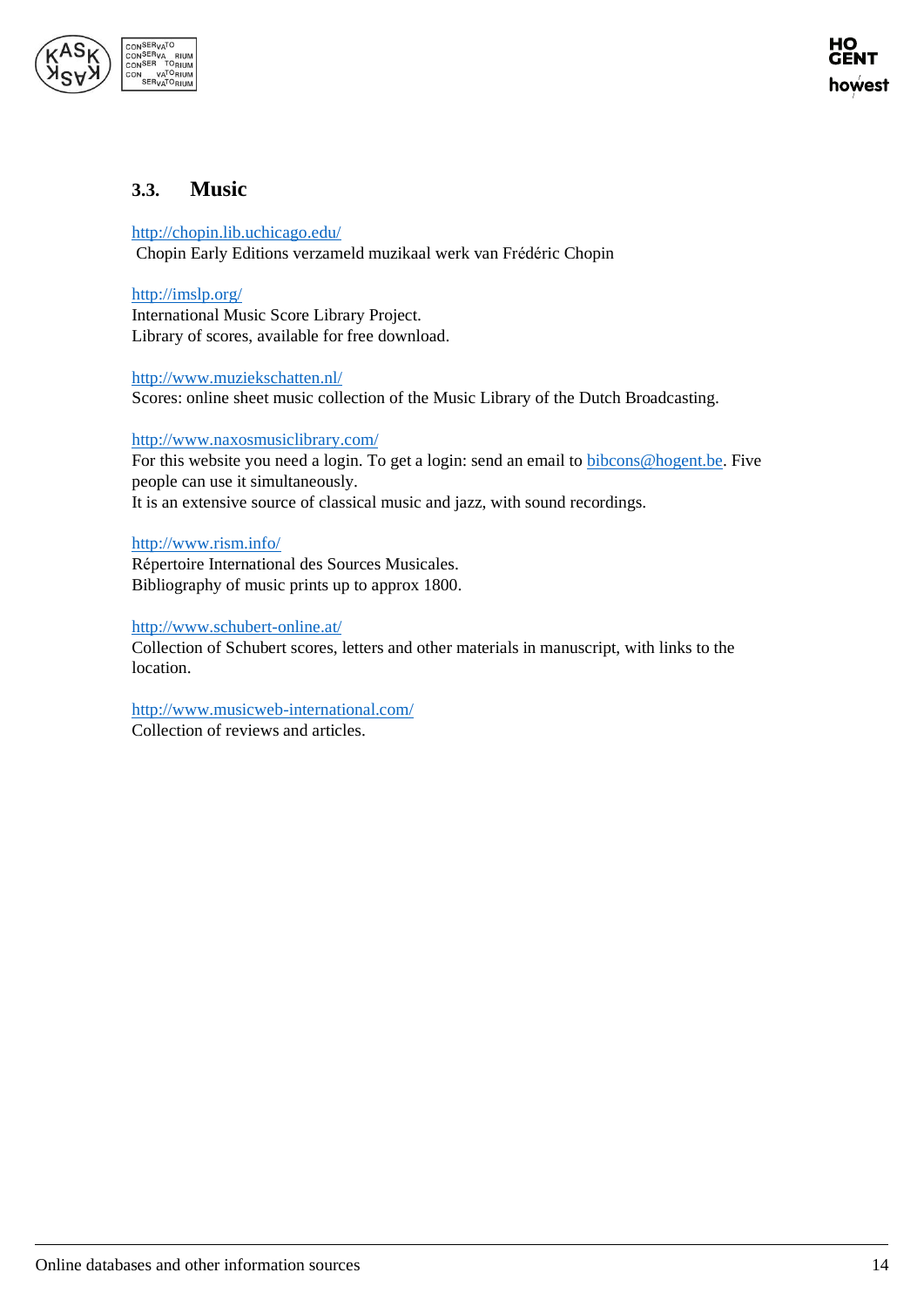### 3.3. Music

http://chopin.lib.uchicago.edu/
Chopin Early Editions verzameld muzikaal werk van Frédéric Chopin

http://imslp.org/
International Music Score Library Project.
Library of scores, available for free download.

http://www.muziekschatten.nl/
Scores: online sheet music collection of the Music Library of the Dutch Broadcasting.

http://www.naxosmusiclibrary.com/
For this website you need a login. To get a login: send an email to bibcons@hogent.be. Five people can use it simultaneously.
It is an extensive source of classical music and jazz, with sound recordings.

http://www.rism.info/
Répertoire International des Sources Musicales.
Bibliography of music prints up to approx 1800.

http://www.schubert-online.at/
Collection of Schubert scores, letters and other materials in manuscript, with links to the location.

http://www.musicweb-international.com/
Collection of reviews and articles.